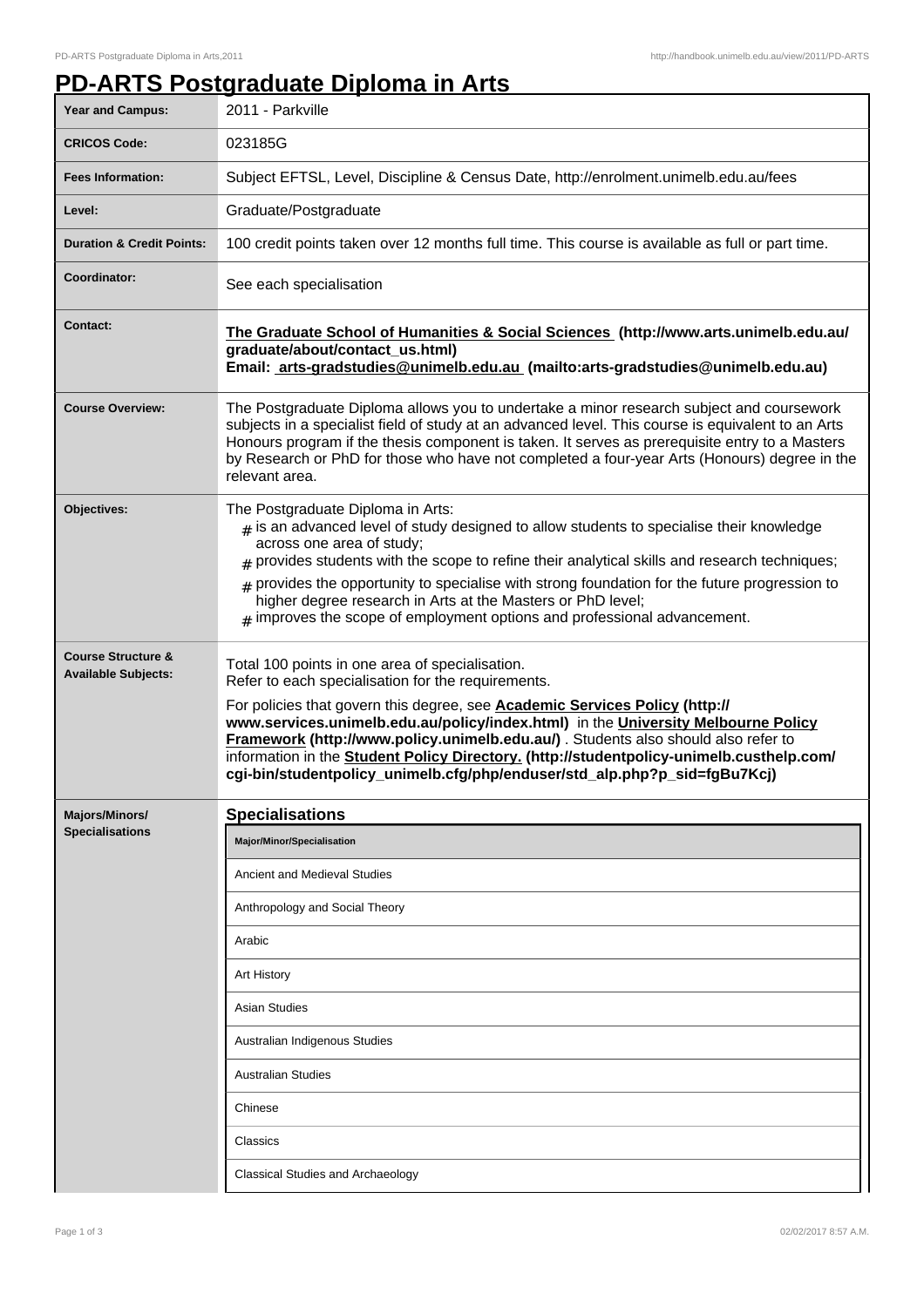# PD-ARTS Postgraduate Diploma in Arts

| | |
|---|---|
| **Year and Campus:** | 2011 - Parkville |
| **CRICOS Code:** | 023185G |
| **Fees Information:** | Subject EFTSL, Level, Discipline & Census Date, http://enrolment.unimelb.edu.au/fees |
| **Level:** | Graduate/Postgraduate |
| **Duration & Credit Points:** | 100 credit points taken over 12 months full time. This course is available as full or part time. |
| **Coordinator:** | See each specialisation |
| **Contact:** | **The Graduate School of Humanities & Social Sciences (http://www.arts.unimelb.edu.au/graduate/about/contact_us.html)**<br>**Email: arts-gradstudies@unimelb.edu.au (mailto:arts-gradstudies@unimelb.edu.au)** |
| **Course Overview:** | The Postgraduate Diploma allows you to undertake a minor research subject and coursework subjects in a specialist field of study at an advanced level. This course is equivalent to an Arts Honours program if the thesis component is taken. It serves as prerequisite entry to a Masters by Research or PhD for those who have not completed a four-year Arts (Honours) degree in the relevant area. |
| **Objectives:** | The Postgraduate Diploma in Arts:<br># is an advanced level of study designed to allow students to specialise their knowledge across one area of study;<br># provides students with the scope to refine their analytical skills and research techniques;<br># provides the opportunity to specialise with strong foundation for the future progression to higher degree research in Arts at the Masters or PhD level;<br># improves the scope of employment options and professional advancement. |
| **Course Structure & Available Subjects:** | Total 100 points in one area of specialisation.<br>Refer to each specialisation for the requirements.<br>For policies that govern this degree, see **Academic Services Policy (http://www.services.unimelb.edu.au/policy/index.html)** in the **University Melbourne Policy Framework (http://www.policy.unimelb.edu.au/)**. Students also should also refer to information in the **Student Policy Directory. (http://studentpolicy-unimelb.custhelp.com/cgi-bin/studentpolicy_unimelb.cfg/php/enduser/std_alp.php?p_sid=fgBu7Kcj)** |
| **Majors/Minors/ Specialisations** | **Specialisations** |

| Major/Minor/Specialisation |
|---|
| Ancient and Medieval Studies |
| Anthropology and Social Theory |
| Arabic |
| Art History |
| Asian Studies |
| Australian Indigenous Studies |
| Australian Studies |
| Chinese |
| Classics |
| Classical Studies and Archaeology |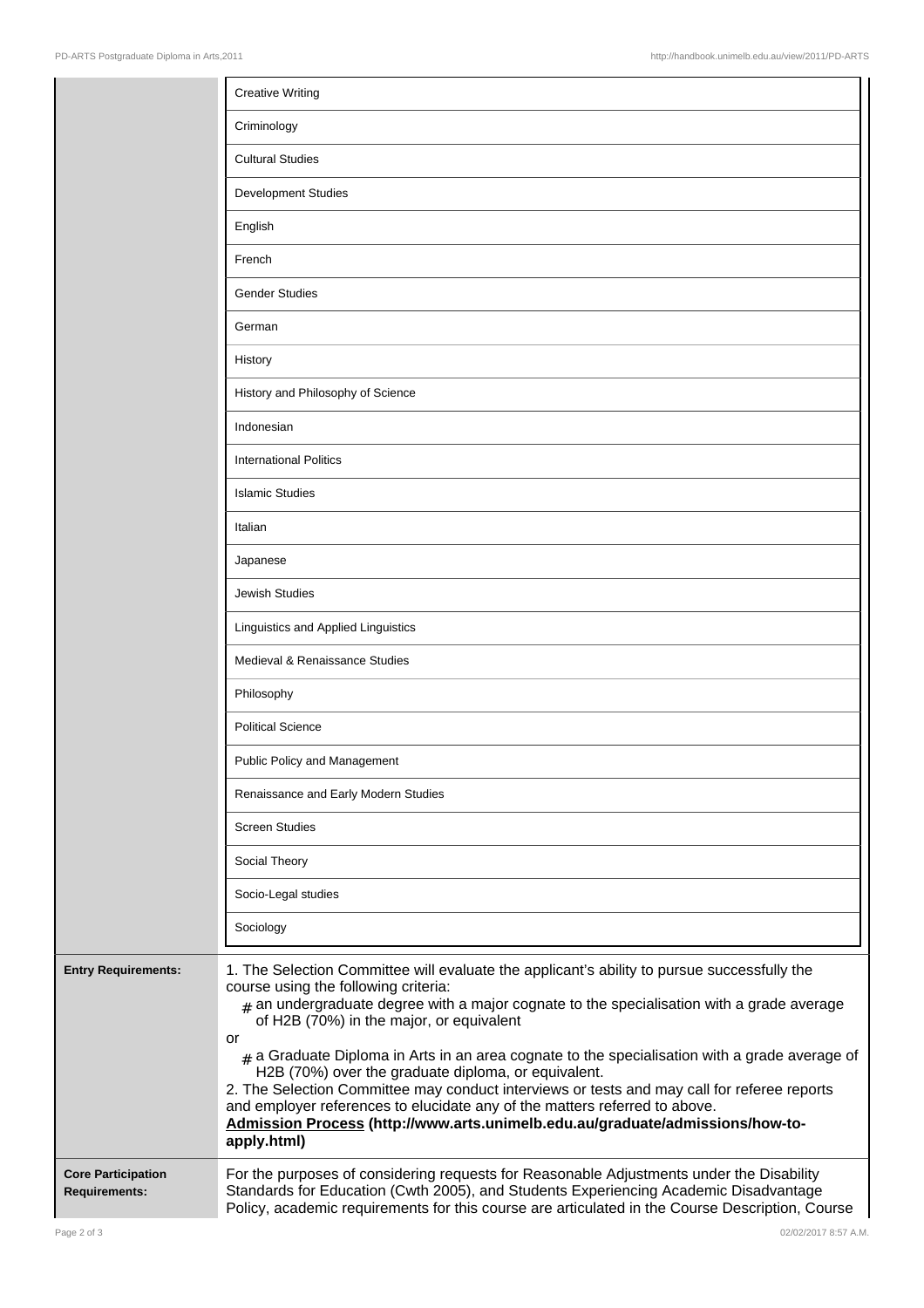| | |
|---|---|
| | Creative Writing |
| | Criminology |
| | Cultural Studies |
| | Development Studies |
| | English |
| | French |
| | Gender Studies |
| | German |
| | History |
| | History and Philosophy of Science |
| | Indonesian |
| | International Politics |
| | Islamic Studies |
| | Italian |
| | Japanese |
| | Jewish Studies |
| | Linguistics and Applied Linguistics |
| | Medieval & Renaissance Studies |
| | Philosophy |
| | Political Science |
| | Public Policy and Management |
| | Renaissance and Early Modern Studies |
| | Screen Studies |
| | Social Theory |
| | Socio-Legal studies |
| | Sociology |

**Entry Requirements:**

1. The Selection Committee will evaluate the applicant's ability to pursue successfully the course using the following criteria:

# an undergraduate degree with a major cognate to the specialisation with a grade average of H2B (70%) in the major, or equivalent

or

# a Graduate Diploma in Arts in an area cognate to the specialisation with a grade average of H2B (70%) over the graduate diploma, or equivalent.

2. The Selection Committee may conduct interviews or tests and may call for referee reports and employer references to elucidate any of the matters referred to above.

**Admission Process (http://www.arts.unimelb.edu.au/graduate/admissions/how-to-apply.html)**

**Core Participation Requirements:**

For the purposes of considering requests for Reasonable Adjustments under the Disability Standards for Education (Cwth 2005), and Students Experiencing Academic Disadvantage Policy, academic requirements for this course are articulated in the Course Description, Course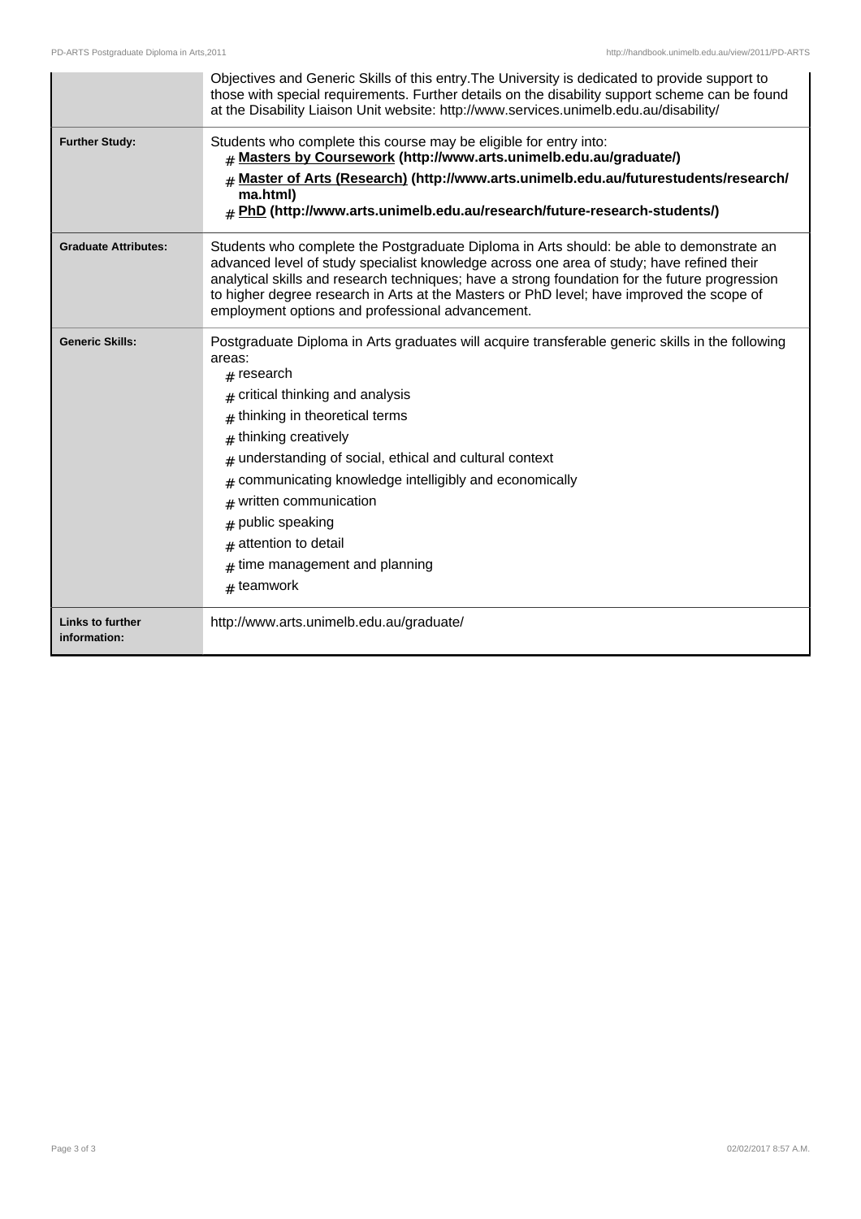| | |
|---|---|
| | Objectives and Generic Skills of this entry.The University is dedicated to provide support to those with special requirements. Further details on the disability support scheme can be found at the Disability Liaison Unit website: http://www.services.unimelb.edu.au/disability/ |
| **Further Study:** | Students who complete this course may be eligible for entry into:<br># **Masters by Coursework (http://www.arts.unimelb.edu.au/graduate/)**<br># **Master of Arts (Research) (http://www.arts.unimelb.edu.au/futurestudents/research/ma.html)**<br># **PhD (http://www.arts.unimelb.edu.au/research/future-research-students/)** |
| **Graduate Attributes:** | Students who complete the Postgraduate Diploma in Arts should: be able to demonstrate an advanced level of study specialist knowledge across one area of study; have refined their analytical skills and research techniques; have a strong foundation for the future progression to higher degree research in Arts at the Masters or PhD level; have improved the scope of employment options and professional advancement. |
| **Generic Skills:** | Postgraduate Diploma in Arts graduates will acquire transferable generic skills in the following areas:<br># research<br># critical thinking and analysis<br># thinking in theoretical terms<br># thinking creatively<br># understanding of social, ethical and cultural context<br># communicating knowledge intelligibly and economically<br># written communication<br># public speaking<br># attention to detail<br># time management and planning<br># teamwork |
| **Links to further information:** | http://www.arts.unimelb.edu.au/graduate/ |